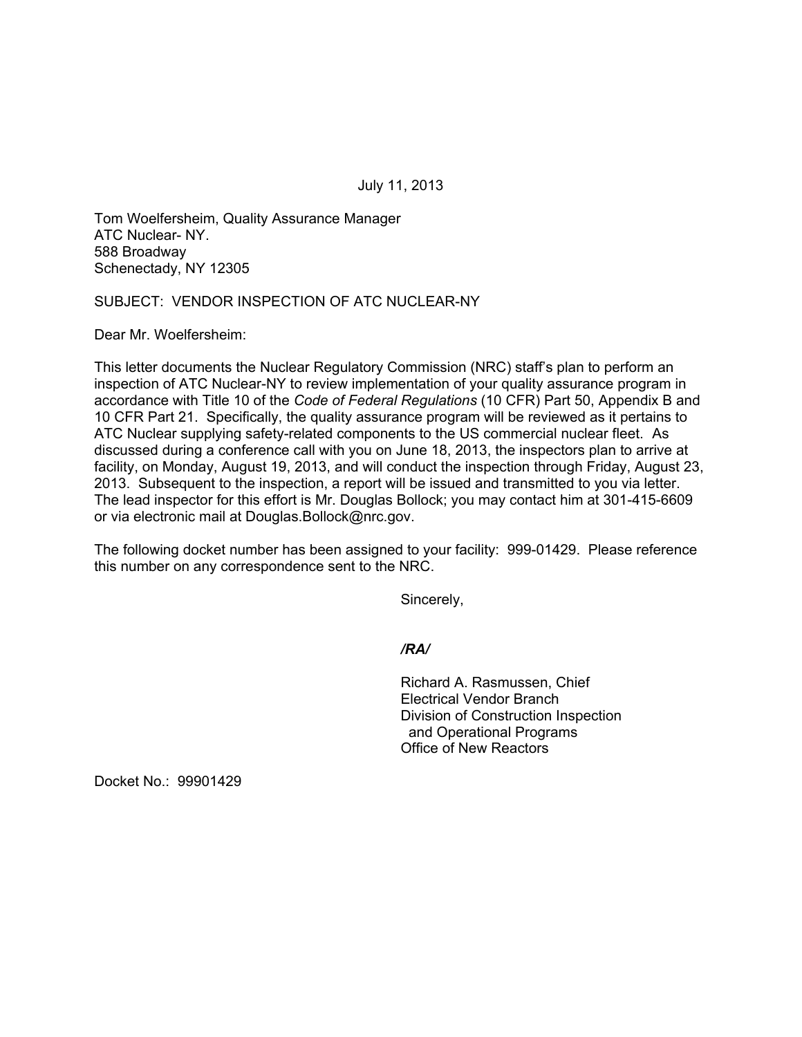July 11, 2013

Tom Woelfersheim, Quality Assurance Manager
ATC Nuclear- NY.
588 Broadway
Schenectady, NY 12305

SUBJECT: VENDOR INSPECTION OF ATC NUCLEAR-NY

Dear Mr. Woelfersheim:

This letter documents the Nuclear Regulatory Commission (NRC) staff's plan to perform an inspection of ATC Nuclear-NY to review implementation of your quality assurance program in accordance with Title 10 of the *Code of Federal Regulations* (10 CFR) Part 50, Appendix B and 10 CFR Part 21. Specifically, the quality assurance program will be reviewed as it pertains to ATC Nuclear supplying safety-related components to the US commercial nuclear fleet. As discussed during a conference call with you on June 18, 2013, the inspectors plan to arrive at facility, on Monday, August 19, 2013, and will conduct the inspection through Friday, August 23, 2013. Subsequent to the inspection, a report will be issued and transmitted to you via letter. The lead inspector for this effort is Mr. Douglas Bollock; you may contact him at 301-415-6609 or via electronic mail at Douglas.Bollock@nrc.gov.

The following docket number has been assigned to your facility: 999-01429. Please reference this number on any correspondence sent to the NRC.

Sincerely,

***/RA/***

Richard A. Rasmussen, Chief
Electrical Vendor Branch
Division of Construction Inspection
and Operational Programs
Office of New Reactors

Docket No.: 99901429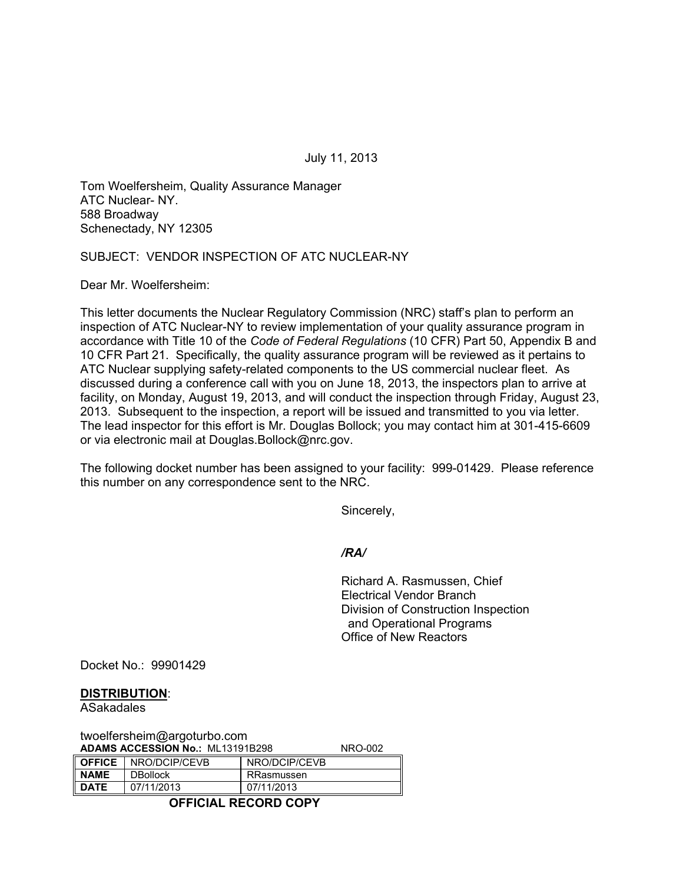July 11, 2013

Tom Woelfersheim, Quality Assurance Manager
ATC Nuclear- NY.
588 Broadway
Schenectady, NY 12305

SUBJECT: VENDOR INSPECTION OF ATC NUCLEAR-NY

Dear Mr. Woelfersheim:

This letter documents the Nuclear Regulatory Commission (NRC) staff's plan to perform an inspection of ATC Nuclear-NY to review implementation of your quality assurance program in accordance with Title 10 of the *Code of Federal Regulations* (10 CFR) Part 50, Appendix B and 10 CFR Part 21. Specifically, the quality assurance program will be reviewed as it pertains to ATC Nuclear supplying safety-related components to the US commercial nuclear fleet. As discussed during a conference call with you on June 18, 2013, the inspectors plan to arrive at facility, on Monday, August 19, 2013, and will conduct the inspection through Friday, August 23, 2013. Subsequent to the inspection, a report will be issued and transmitted to you via letter. The lead inspector for this effort is Mr. Douglas Bollock; you may contact him at 301-415-6609 or via electronic mail at Douglas.Bollock@nrc.gov.

The following docket number has been assigned to your facility: 999-01429. Please reference this number on any correspondence sent to the NRC.

Sincerely,

*/RA/*

Richard A. Rasmussen, Chief
Electrical Vendor Branch
Division of Construction Inspection
and Operational Programs
Office of New Reactors

Docket No.: 99901429

**DISTRIBUTION**:
ASakadales

twoelfersheim@argoturbo.com

**ADAMS ACCESSION No.:** ML13191B298 NRO-002

| **OFFICE** | NRO/DCIP/CEVB | NRO/DCIP/CEVB |
|---|---|---|
| **NAME** | DBollock | RRasmussen |
| **DATE** | 07/11/2013 | 07/11/2013 |

**OFFICIAL RECORD COPY**